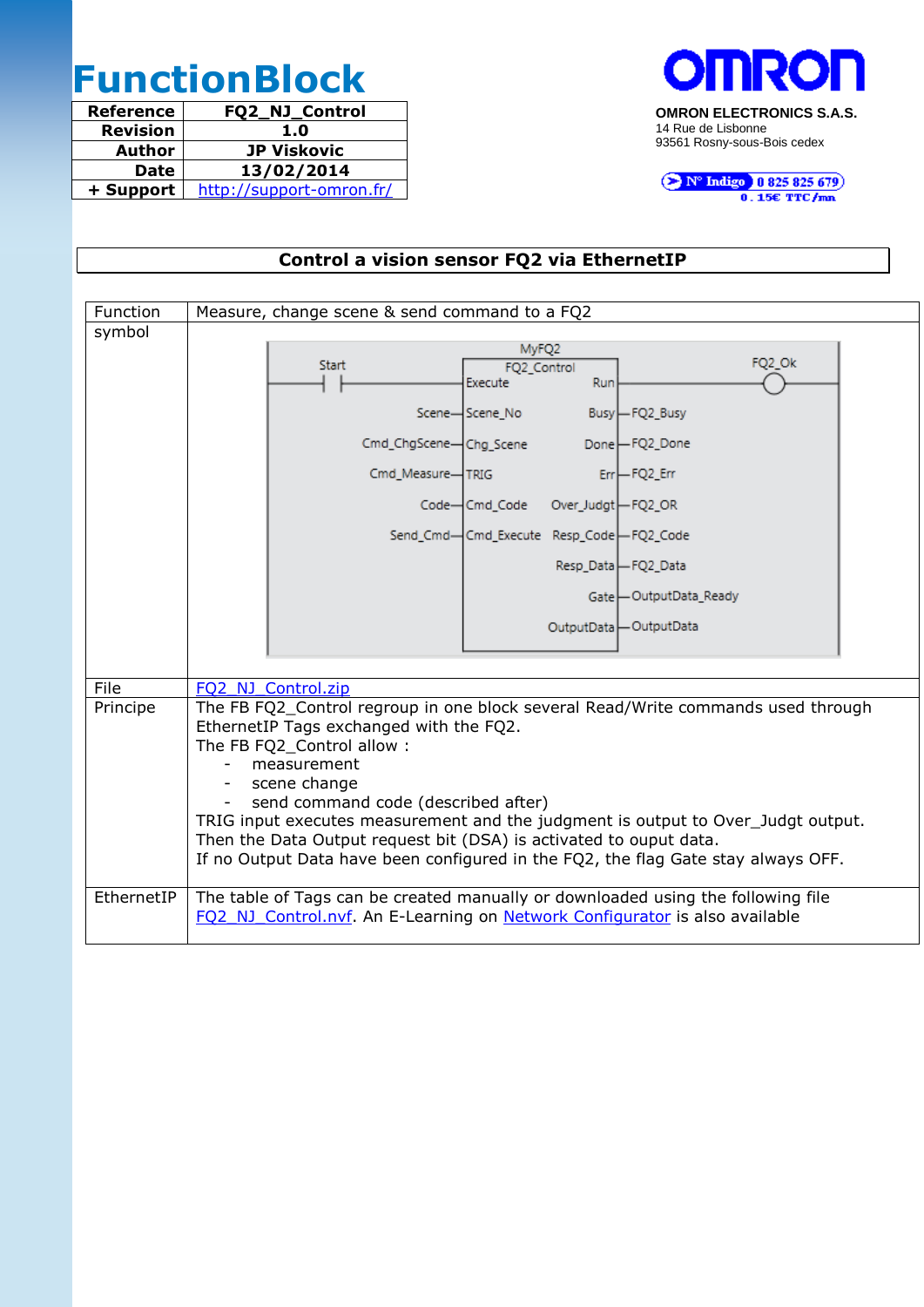# FunctionBlock

| Reference | FQ2_NJ_Control |
|---|---|
| Revision | 1.0 |
| Author | JP Viskovic |
| Date | 13/02/2014 |
| + Support | http://support-omron.fr/ |

OMRON

**OMRON ELECTRONICS S.A.S.**
14 Rue de Lisbonne
93561 Rosny-sous-Bois cedex

N° Indigo 0 825 825 679
0.15€ TTC/mn

## Control a vision sensor FQ2 via EthernetIP

| | |
|---|---|
| Function | Measure, change scene & send command to a FQ2 |
| symbol | MyFQ2 / FQ2_Control — Inputs: Start → Execute; Scene → Scene_No; Cmd_ChgScene → Chg_Scene; Cmd_Measure → TRIG; Code → Cmd_Code; Send_Cmd → Cmd_Execute. Outputs: Run → FQ2_Ok; Busy → FQ2_Busy; Done → FQ2_Done; Err → FQ2_Err; Over_Judgt → FQ2_OR; Resp_Code → FQ2_Code; Resp_Data → FQ2_Data; Gate → OutputData_Ready; OutputData → OutputData |
| File | FQ2_NJ_Control.zip |
| Principe | The FB FQ2_Control regroup in one block several Read/Write commands used through EthernetIP Tags exchanged with the FQ2.<br>The FB FQ2_Control allow :<br>- measurement<br>- scene change<br>- send command code (described after)<br>TRIG input executes measurement and the judgment is output to Over_Judgt output.<br>Then the Data Output request bit (DSA) is activated to ouput data.<br>If no Output Data have been configured in the FQ2, the flag Gate stay always OFF. |
| EthernetIP | The table of Tags can be created manually or downloaded using the following file FQ2_NJ_Control.nvf. An E-Learning on Network Configurator is also available |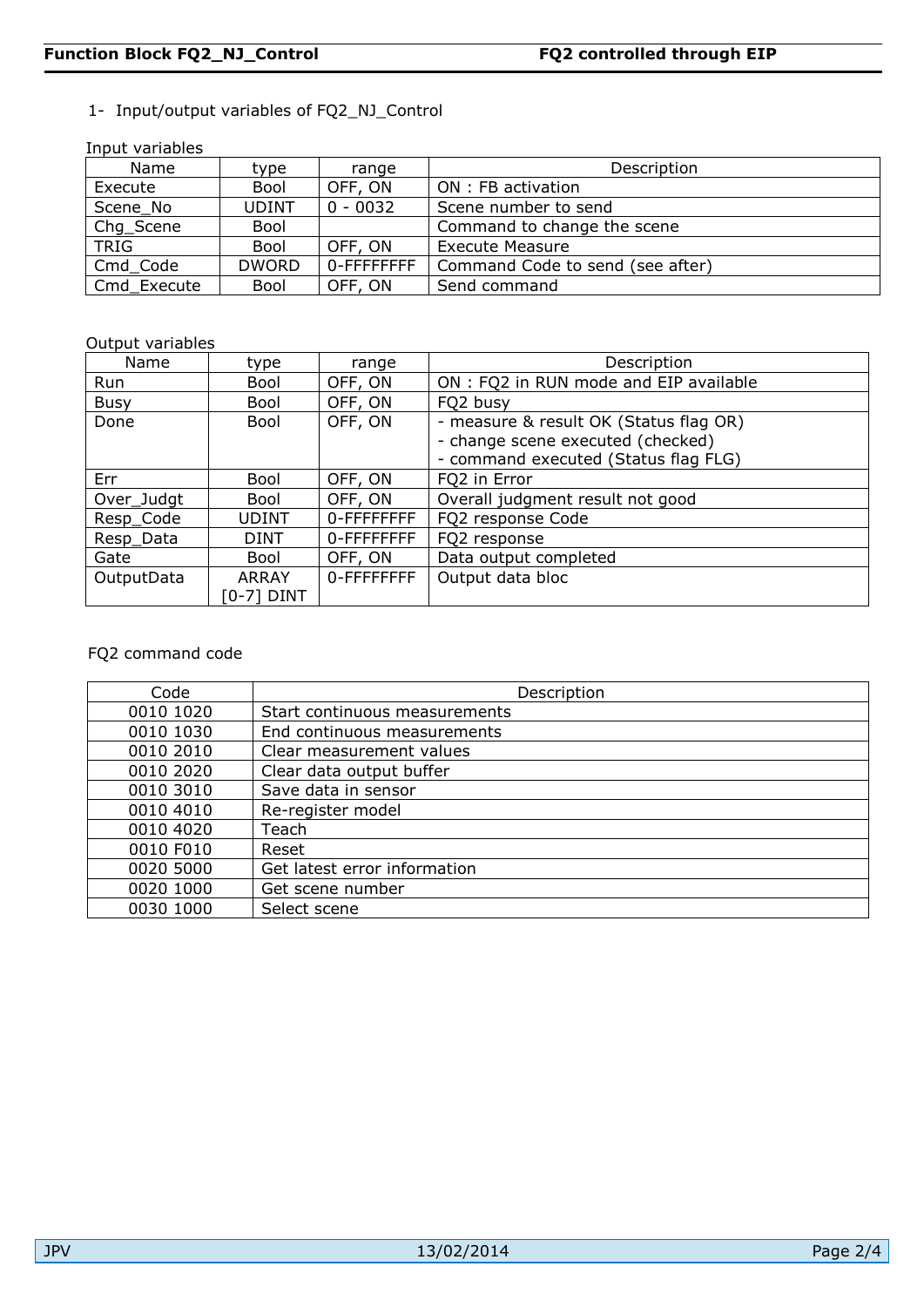1- Input/output variables of FQ2_NJ_Control

Input variables

| Name | type | range | Description |
|---|---|---|---|
| Execute | Bool | OFF, ON | ON : FB activation |
| Scene_No | UDINT | 0 - 0032 | Scene number to send |
| Chg_Scene | Bool | | Command to change the scene |
| TRIG | Bool | OFF, ON | Execute Measure |
| Cmd_Code | DWORD | 0-FFFFFFFF | Command Code to send (see after) |
| Cmd_Execute | Bool | OFF, ON | Send command |

Output variables

| Name | type | range | Description |
|---|---|---|---|
| Run | Bool | OFF, ON | ON : FQ2 in RUN mode and EIP available |
| Busy | Bool | OFF, ON | FQ2 busy |
| Done | Bool | OFF, ON | - measure & result OK (Status flag OR)<br>- change scene executed (checked)<br>- command executed (Status flag FLG) |
| Err | Bool | OFF, ON | FQ2 in Error |
| Over_Judgt | Bool | OFF, ON | Overall judgment result not good |
| Resp_Code | UDINT | 0-FFFFFFFF | FQ2 response Code |
| Resp_Data | DINT | 0-FFFFFFFF | FQ2 response |
| Gate | Bool | OFF, ON | Data output completed |
| OutputData | ARRAY [0-7] DINT | 0-FFFFFFFF | Output data bloc |

FQ2 command code

| Code | Description |
|---|---|
| 0010 1020 | Start continuous measurements |
| 0010 1030 | End continuous measurements |
| 0010 2010 | Clear measurement values |
| 0010 2020 | Clear data output buffer |
| 0010 3010 | Save data in sensor |
| 0010 4010 | Re-register model |
| 0010 4020 | Teach |
| 0010 F010 | Reset |
| 0020 5000 | Get latest error information |
| 0020 1000 | Get scene number |
| 0030 1000 | Select scene |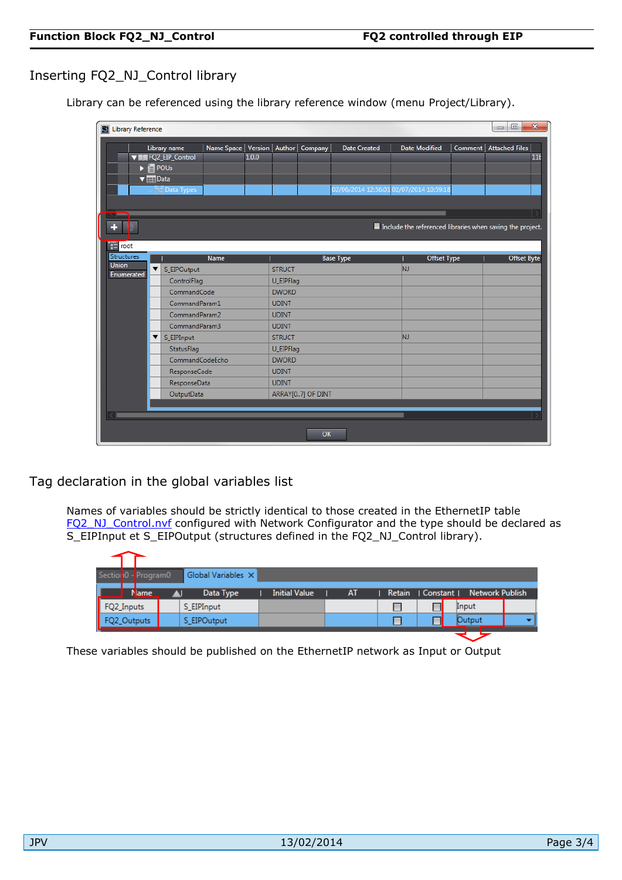## Inserting FQ2_NJ_Control library

Library can be referenced using the library reference window (menu Project/Library).

## Tag declaration in the global variables list

Names of variables should be strictly identical to those created in the EthernetIP table FQ2_NJ_Control.nvf configured with Network Configurator and the type should be declared as S_EIPInput et S_EIPOutput (structures defined in the FQ2_NJ_Control library).

These variables should be published on the EthernetIP network as Input or Output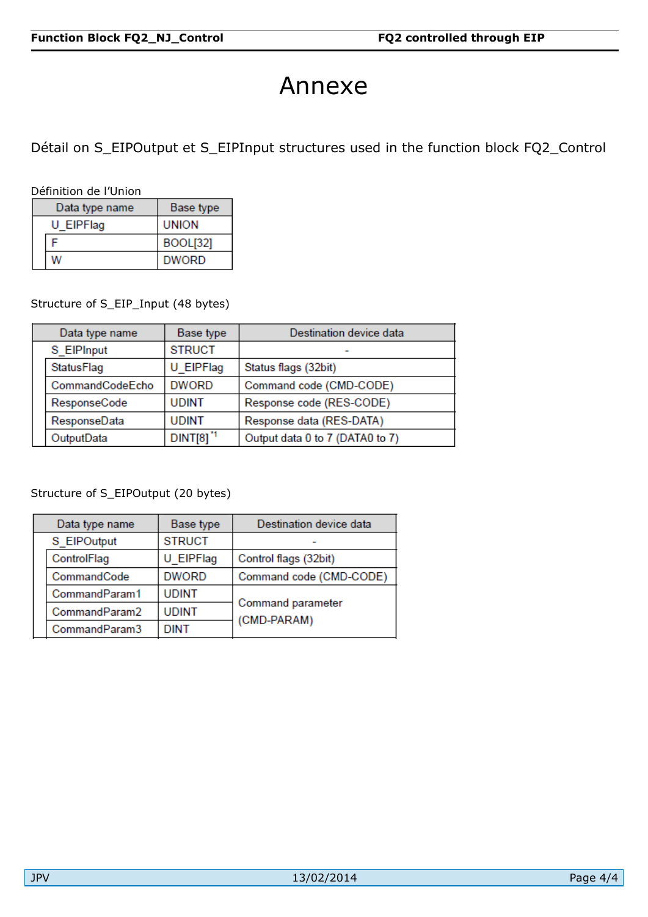# Annexe

Détail on S_EIPOutput et S_EIPInput structures used in the function block FQ2_Control

Définition de l'Union

| Data type name | Base type |
|---|---|
| U_EIPFlag | UNION |
| F | BOOL[32] |
| W | DWORD |

Structure of S_EIP_Input (48 bytes)

| Data type name | Base type | Destination device data |
|---|---|---|
| S_EIPInput | STRUCT | - |
| StatusFlag | U_EIPFlag | Status flags (32bit) |
| CommandCodeEcho | DWORD | Command code (CMD-CODE) |
| ResponseCode | UDINT | Response code (RES-CODE) |
| ResponseData | UDINT | Response data (RES-DATA) |
| OutputData | DINT[8] [*1] | Output data 0 to 7 (DATA0 to 7) |

Structure of S_EIPOutput (20 bytes)

| Data type name | Base type | Destination device data |
|---|---|---|
| S_EIPOutput | STRUCT | - |
| ControlFlag | U_EIPFlag | Control flags (32bit) |
| CommandCode | DWORD | Command code (CMD-CODE) |
| CommandParam1 | UDINT | Command parameter (CMD-PARAM) |
| CommandParam2 | UDINT | |
| CommandParam3 | DINT | |